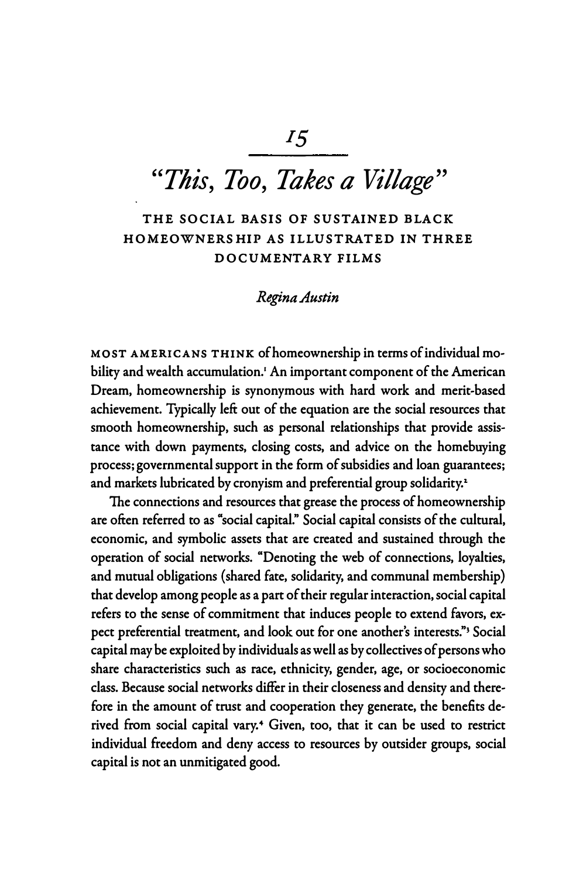# 15

# "This, Too, Takes a Village"

## THE SOCIAL BASIS OF SUSTAINED BLACK HOMEOWNERSHIP AS ILLUSTRATED IN THREE DOCUMENTARY FILMS

*Regina Austin*

MOST AMERICANS THINK of homeownership in terms of individual mobility and wealth accumulation.[1] An important component of the American Dream, homeownership is synonymous with hard work and merit-based achievement. Typically left out of the equation are the social resources that smooth homeownership, such as personal relationships that provide assistance with down payments, closing costs, and advice on the homebuying process; governmental support in the form of subsidies and loan guarantees; and markets lubricated by cronyism and preferential group solidarity.[2]

The connections and resources that grease the process of homeownership are often referred to as "social capital." Social capital consists of the cultural, economic, and symbolic assets that are created and sustained through the operation of social networks. "Denoting the web of connections, loyalties, and mutual obligations (shared fate, solidarity, and communal membership) that develop among people as a part of their regular interaction, social capital refers to the sense of commitment that induces people to extend favors, expect preferential treatment, and look out for one another's interests."[3] Social capital may be exploited by individuals as well as by collectives of persons who share characteristics such as race, ethnicity, gender, age, or socioeconomic class. Because social networks differ in their closeness and density and therefore in the amount of trust and cooperation they generate, the benefits derived from social capital vary.[4] Given, too, that it can be used to restrict individual freedom and deny access to resources by outsider groups, social capital is not an unmitigated good.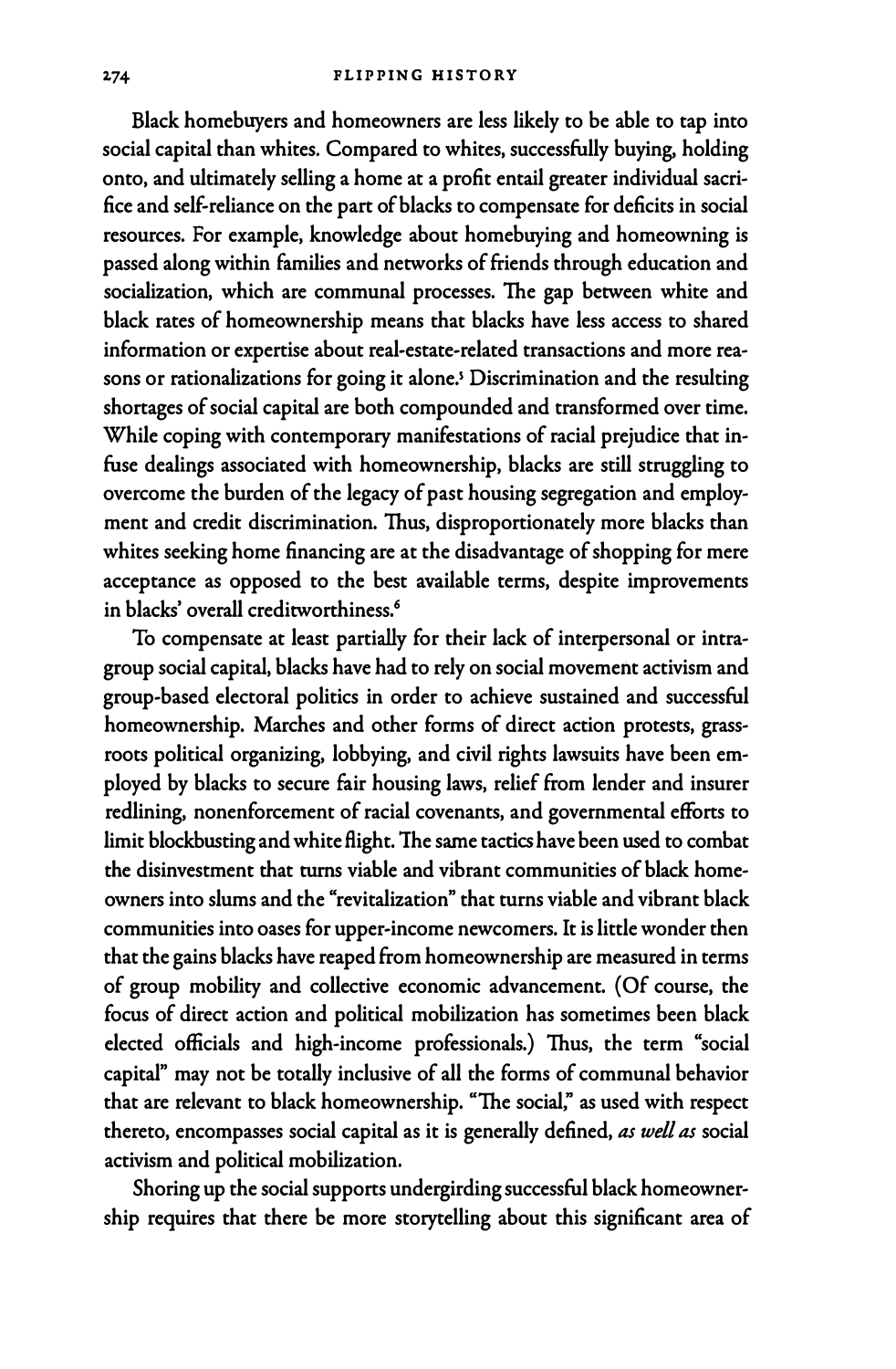Black homebuyers and homeowners are less likely to be able to tap into social capital than whites. Compared to whites, successfully buying, holding onto, and ultimately selling a home at a profit entail greater individual sacrifice and self-reliance on the part of blacks to compensate for deficits in social resources. For example, knowledge about homebuying and homeowning is passed along within families and networks of friends through education and socialization, which are communal processes. The gap between white and black rates of homeownership means that blacks have less access to shared information or expertise about real-estate-related transactions and more reasons or rationalizations for going it alone.[5] Discrimination and the resulting shortages of social capital are both compounded and transformed over time. While coping with contemporary manifestations of racial prejudice that infuse dealings associated with homeownership, blacks are still struggling to overcome the burden of the legacy of past housing segregation and employment and credit discrimination. Thus, disproportionately more blacks than whites seeking home financing are at the disadvantage of shopping for mere acceptance as opposed to the best available terms, despite improvements in blacks' overall creditworthiness.[6]

To compensate at least partially for their lack of interpersonal or intragroup social capital, blacks have had to rely on social movement activism and group-based electoral politics in order to achieve sustained and successful homeownership. Marches and other forms of direct action protests, grassroots political organizing, lobbying, and civil rights lawsuits have been employed by blacks to secure fair housing laws, relief from lender and insurer redlining, nonenforcement of racial covenants, and governmental efforts to limit blockbusting and white flight. The same tactics have been used to combat the disinvestment that turns viable and vibrant communities of black homeowners into slums and the "revitalization" that turns viable and vibrant black communities into oases for upper-income newcomers. It is little wonder then that the gains blacks have reaped from homeownership are measured in terms of group mobility and collective economic advancement. (Of course, the focus of direct action and political mobilization has sometimes been black elected officials and high-income professionals.) Thus, the term "social capital" may not be totally inclusive of all the forms of communal behavior that are relevant to black homeownership. "The social," as used with respect thereto, encompasses social capital as it is generally defined, *as well as* social activism and political mobilization.

Shoring up the social supports undergirding successful black homeownership requires that there be more storytelling about this significant area of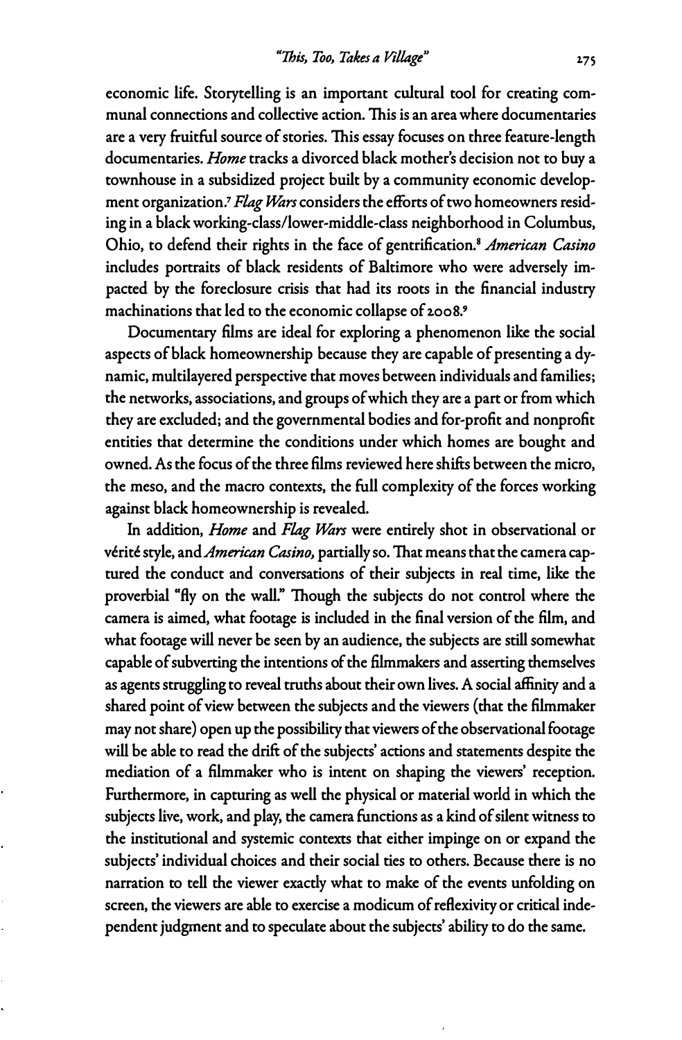economic life. Storytelling is an important cultural tool for creating communal connections and collective action. This is an area where documentaries are a very fruitful source of stories. This essay focuses on three feature-length documentaries. *Home* tracks a divorced black mother's decision not to buy a townhouse in a subsidized project built by a community economic development organization.[7] *Flag Wars* considers the efforts of two homeowners residing in a black working-class/lower-middle-class neighborhood in Columbus, Ohio, to defend their rights in the face of gentrification.[8] *American Casino* includes portraits of black residents of Baltimore who were adversely impacted by the foreclosure crisis that had its roots in the financial industry machinations that led to the economic collapse of 2008.[9]

Documentary films are ideal for exploring a phenomenon like the social aspects of black homeownership because they are capable of presenting a dynamic, multilayered perspective that moves between individuals and families; the networks, associations, and groups of which they are a part or from which they are excluded; and the governmental bodies and for-profit and nonprofit entities that determine the conditions under which homes are bought and owned. As the focus of the three films reviewed here shifts between the micro, the meso, and the macro contexts, the full complexity of the forces working against black homeownership is revealed.

In addition, *Home* and *Flag Wars* were entirely shot in observational or vérité style, and *American Casino,* partially so. That means that the camera captured the conduct and conversations of their subjects in real time, like the proverbial "fly on the wall." Though the subjects do not control where the camera is aimed, what footage is included in the final version of the film, and what footage will never be seen by an audience, the subjects are still somewhat capable of subverting the intentions of the filmmakers and asserting themselves as agents struggling to reveal truths about their own lives. A social affinity and a shared point of view between the subjects and the viewers (that the filmmaker may not share) open up the possibility that viewers of the observational footage will be able to read the drift of the subjects' actions and statements despite the mediation of a filmmaker who is intent on shaping the viewers' reception. Furthermore, in capturing as well the physical or material world in which the subjects live, work, and play, the camera functions as a kind of silent witness to the institutional and systemic contexts that either impinge on or expand the subjects' individual choices and their social ties to others. Because there is no narration to tell the viewer exactly what to make of the events unfolding on screen, the viewers are able to exercise a modicum of reflexivity or critical independent judgment and to speculate about the subjects' ability to do the same.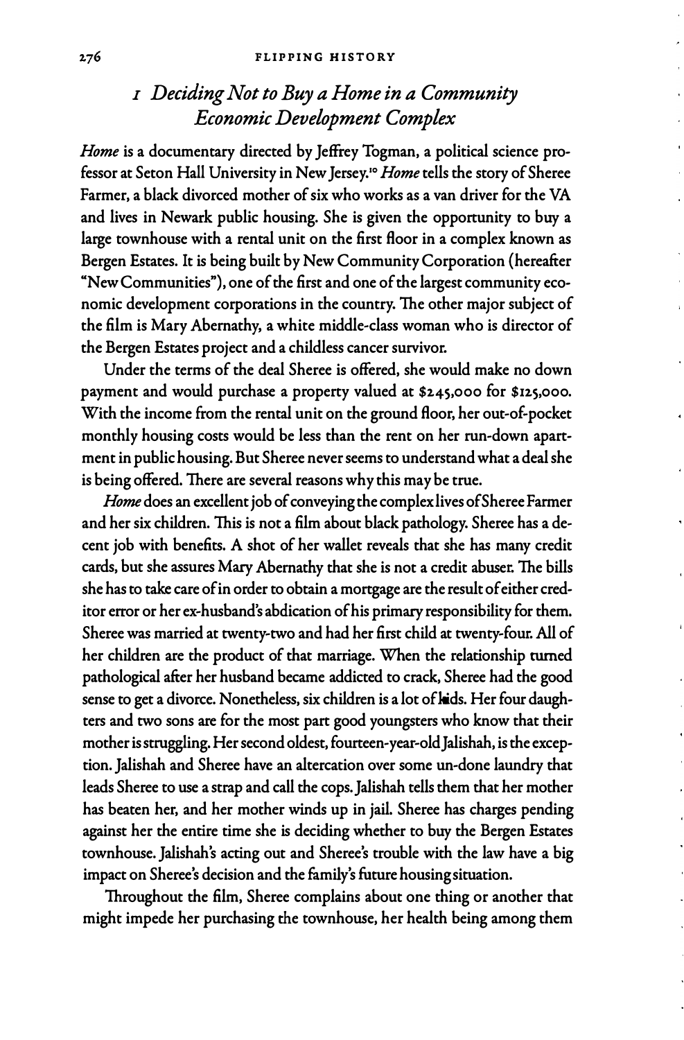## *1 Deciding Not to Buy a Home in a Community Economic Development Complex*

*Home* is a documentary directed by Jeffrey Togman, a political science professor at Seton Hall University in New Jersey.[10] *Home* tells the story of Sheree Farmer, a black divorced mother of six who works as a van driver for the VA and lives in Newark public housing. She is given the opportunity to buy a large townhouse with a rental unit on the first floor in a complex known as Bergen Estates. It is being built by New Community Corporation (hereafter "New Communities"), one of the first and one of the largest community economic development corporations in the country. The other major subject of the film is Mary Abernathy, a white middle-class woman who is director of the Bergen Estates project and a childless cancer survivor.

Under the terms of the deal Sheree is offered, she would make no down payment and would purchase a property valued at $245,000 for $125,000. With the income from the rental unit on the ground floor, her out-of-pocket monthly housing costs would be less than the rent on her run-down apartment in public housing. But Sheree never seems to understand what a deal she is being offered. There are several reasons why this may be true.

*Home* does an excellent job of conveying the complex lives of Sheree Farmer and her six children. This is not a film about black pathology. Sheree has a decent job with benefits. A shot of her wallet reveals that she has many credit cards, but she assures Mary Abernathy that she is not a credit abuser. The bills she has to take care of in order to obtain a mortgage are the result of either creditor error or her ex-husband's abdication of his primary responsibility for them. Sheree was married at twenty-two and had her first child at twenty-four. All of her children are the product of that marriage. When the relationship turned pathological after her husband became addicted to crack, Sheree had the good sense to get a divorce. Nonetheless, six children is a lot of kids. Her four daughters and two sons are for the most part good youngsters who know that their mother is struggling. Her second oldest, fourteen-year-old Jalishah, is the exception. Jalishah and Sheree have an altercation over some un-done laundry that leads Sheree to use a strap and call the cops. Jalishah tells them that her mother has beaten her, and her mother winds up in jail. Sheree has charges pending against her the entire time she is deciding whether to buy the Bergen Estates townhouse. Jalishah's acting out and Sheree's trouble with the law have a big impact on Sheree's decision and the family's future housing situation.

Throughout the film, Sheree complains about one thing or another that might impede her purchasing the townhouse, her health being among them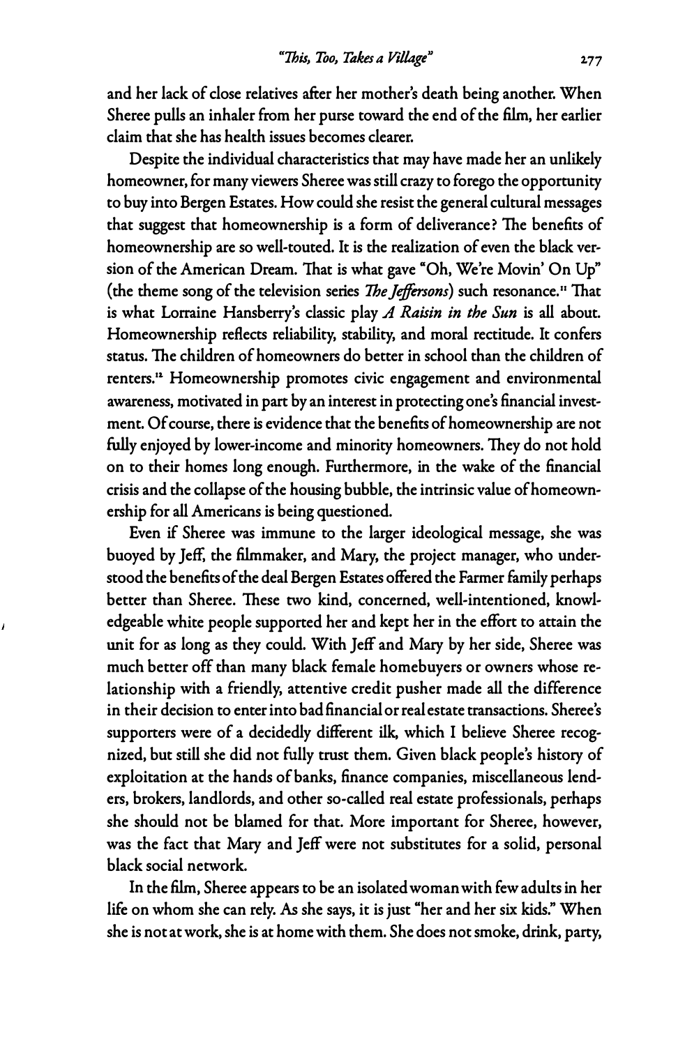and her lack of close relatives after her mother's death being another. When Sheree pulls an inhaler from her purse toward the end of the film, her earlier claim that she has health issues becomes clearer.

Despite the individual characteristics that may have made her an unlikely homeowner, for many viewers Sheree was still crazy to forego the opportunity to buy into Bergen Estates. How could she resist the general cultural messages that suggest that homeownership is a form of deliverance? The benefits of homeownership are so well-touted. It is the realization of even the black version of the American Dream. That is what gave "Oh, We're Movin' On Up" (the theme song of the television series *The Jeffersons*) such resonance.[11] That is what Lorraine Hansberry's classic play *A Raisin in the Sun* is all about. Homeownership reflects reliability, stability, and moral rectitude. It confers status. The children of homeowners do better in school than the children of renters.[12] Homeownership promotes civic engagement and environmental awareness, motivated in part by an interest in protecting one's financial investment. Of course, there is evidence that the benefits of homeownership are not fully enjoyed by lower-income and minority homeowners. They do not hold on to their homes long enough. Furthermore, in the wake of the financial crisis and the collapse of the housing bubble, the intrinsic value of homeownership for all Americans is being questioned.

Even if Sheree was immune to the larger ideological message, she was buoyed by Jeff, the filmmaker, and Mary, the project manager, who understood the benefits of the deal Bergen Estates offered the Farmer family perhaps better than Sheree. These two kind, concerned, well-intentioned, knowledgeable white people supported her and kept her in the effort to attain the unit for as long as they could. With Jeff and Mary by her side, Sheree was much better off than many black female homebuyers or owners whose relationship with a friendly, attentive credit pusher made all the difference in their decision to enter into bad financial or real estate transactions. Sheree's supporters were of a decidedly different ilk, which I believe Sheree recognized, but still she did not fully trust them. Given black people's history of exploitation at the hands of banks, finance companies, miscellaneous lenders, brokers, landlords, and other so-called real estate professionals, perhaps she should not be blamed for that. More important for Sheree, however, was the fact that Mary and Jeff were not substitutes for a solid, personal black social network.

In the film, Sheree appears to be an isolated woman with few adults in her life on whom she can rely. As she says, it is just "her and her six kids." When she is not at work, she is at home with them. She does not smoke, drink, party,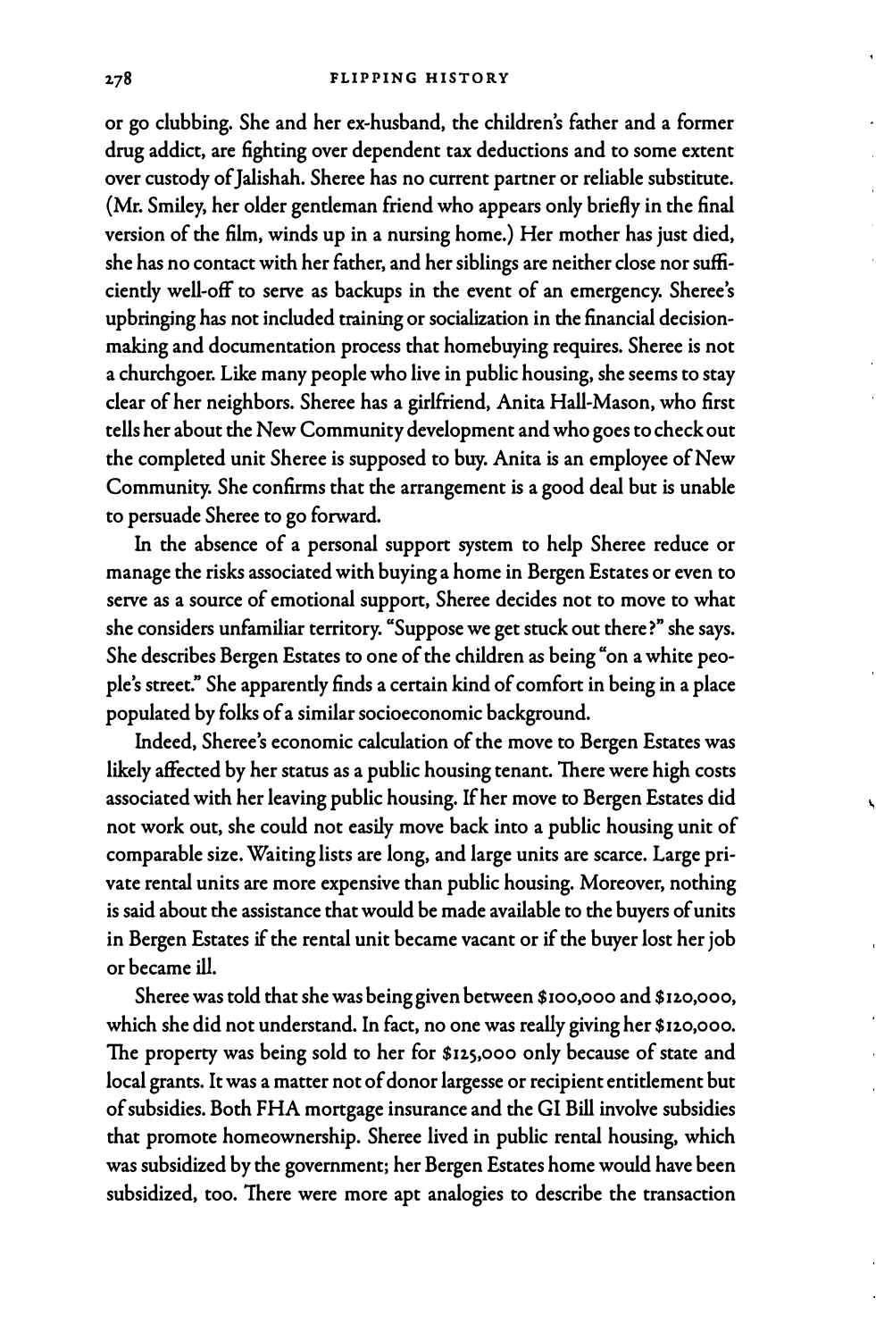or go clubbing. She and her ex-husband, the children's father and a former drug addict, are fighting over dependent tax deductions and to some extent over custody of Jalishah. Sheree has no current partner or reliable substitute. (Mr. Smiley, her older gentleman friend who appears only briefly in the final version of the film, winds up in a nursing home.) Her mother has just died, she has no contact with her father, and her siblings are neither close nor sufficiently well-off to serve as backups in the event of an emergency. Sheree's upbringing has not included training or socialization in the financial decision-making and documentation process that homebuying requires. Sheree is not a churchgoer. Like many people who live in public housing, she seems to stay clear of her neighbors. Sheree has a girlfriend, Anita Hall-Mason, who first tells her about the New Community development and who goes to check out the completed unit Sheree is supposed to buy. Anita is an employee of New Community. She confirms that the arrangement is a good deal but is unable to persuade Sheree to go forward.

In the absence of a personal support system to help Sheree reduce or manage the risks associated with buying a home in Bergen Estates or even to serve as a source of emotional support, Sheree decides not to move to what she considers unfamiliar territory. "Suppose we get stuck out there?" she says. She describes Bergen Estates to one of the children as being "on a white people's street." She apparently finds a certain kind of comfort in being in a place populated by folks of a similar socioeconomic background.

Indeed, Sheree's economic calculation of the move to Bergen Estates was likely affected by her status as a public housing tenant. There were high costs associated with her leaving public housing. If her move to Bergen Estates did not work out, she could not easily move back into a public housing unit of comparable size. Waiting lists are long, and large units are scarce. Large private rental units are more expensive than public housing. Moreover, nothing is said about the assistance that would be made available to the buyers of units in Bergen Estates if the rental unit became vacant or if the buyer lost her job or became ill.

Sheree was told that she was being given between $100,000 and $120,000, which she did not understand. In fact, no one was really giving her $120,000. The property was being sold to her for $125,000 only because of state and local grants. It was a matter not of donor largesse or recipient entitlement but of subsidies. Both FHA mortgage insurance and the GI Bill involve subsidies that promote homeownership. Sheree lived in public rental housing, which was subsidized by the government; her Bergen Estates home would have been subsidized, too. There were more apt analogies to describe the transaction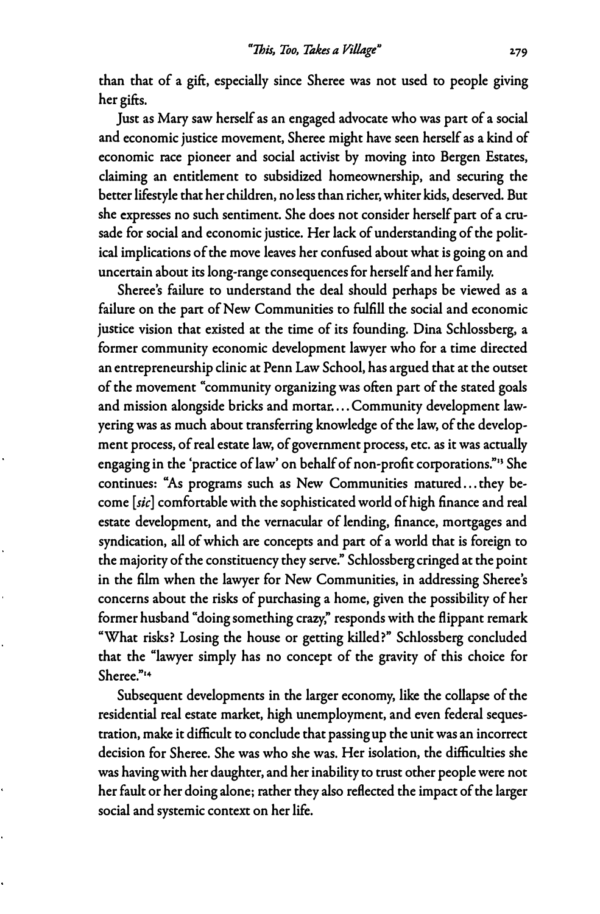than that of a gift, especially since Sheree was not used to people giving her gifts.

Just as Mary saw herself as an engaged advocate who was part of a social and economic justice movement, Sheree might have seen herself as a kind of economic race pioneer and social activist by moving into Bergen Estates, claiming an entitlement to subsidized homeownership, and securing the better lifestyle that her children, no less than richer, whiter kids, deserved. But she expresses no such sentiment. She does not consider herself part of a crusade for social and economic justice. Her lack of understanding of the political implications of the move leaves her confused about what is going on and uncertain about its long-range consequences for herself and her family.

Sheree's failure to understand the deal should perhaps be viewed as a failure on the part of New Communities to fulfill the social and economic justice vision that existed at the time of its founding. Dina Schlossberg, a former community economic development lawyer who for a time directed an entrepreneurship clinic at Penn Law School, has argued that at the outset of the movement "community organizing was often part of the stated goals and mission alongside bricks and mortar. . . . Community development lawyering was as much about transferring knowledge of the law, of the development process, of real estate law, of government process, etc. as it was actually engaging in the 'practice of law' on behalf of non-profit corporations."[13] She continues: "As programs such as New Communities matured . . . they become [*sic*] comfortable with the sophisticated world of high finance and real estate development, and the vernacular of lending, finance, mortgages and syndication, all of which are concepts and part of a world that is foreign to the majority of the constituency they serve." Schlossberg cringed at the point in the film when the lawyer for New Communities, in addressing Sheree's concerns about the risks of purchasing a home, given the possibility of her former husband "doing something crazy," responds with the flippant remark "What risks? Losing the house or getting killed?" Schlossberg concluded that the "lawyer simply has no concept of the gravity of this choice for Sheree."[14]

Subsequent developments in the larger economy, like the collapse of the residential real estate market, high unemployment, and even federal sequestration, make it difficult to conclude that passing up the unit was an incorrect decision for Sheree. She was who she was. Her isolation, the difficulties she was having with her daughter, and her inability to trust other people were not her fault or her doing alone; rather they also reflected the impact of the larger social and systemic context on her life.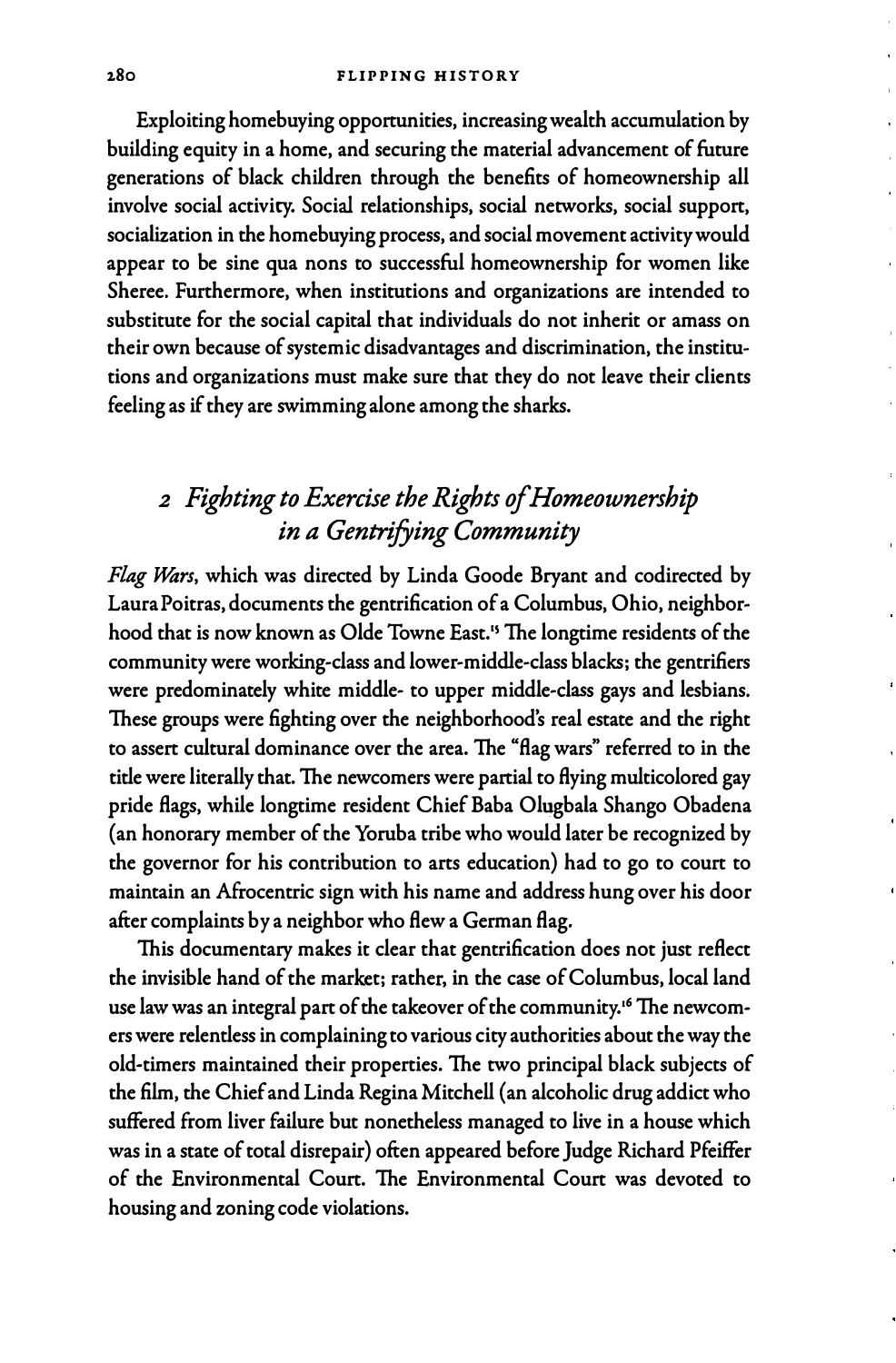Exploiting homebuying opportunities, increasing wealth accumulation by building equity in a home, and securing the material advancement of future generations of black children through the benefits of homeownership all involve social activity. Social relationships, social networks, social support, socialization in the homebuying process, and social movement activity would appear to be sine qua nons to successful homeownership for women like Sheree. Furthermore, when institutions and organizations are intended to substitute for the social capital that individuals do not inherit or amass on their own because of systemic disadvantages and discrimination, the institutions and organizations must make sure that they do not leave their clients feeling as if they are swimming alone among the sharks.

## *2 Fighting to Exercise the Rights of Homeownership in a Gentrifying Community*

*Flag Wars*, which was directed by Linda Goode Bryant and codirected by Laura Poitras, documents the gentrification of a Columbus, Ohio, neighborhood that is now known as Olde Towne East.[15] The longtime residents of the community were working-class and lower-middle-class blacks; the gentrifiers were predominately white middle- to upper middle-class gays and lesbians. These groups were fighting over the neighborhood's real estate and the right to assert cultural dominance over the area. The "flag wars" referred to in the title were literally that. The newcomers were partial to flying multicolored gay pride flags, while longtime resident Chief Baba Olugbala Shango Obadena (an honorary member of the Yoruba tribe who would later be recognized by the governor for his contribution to arts education) had to go to court to maintain an Afrocentric sign with his name and address hung over his door after complaints by a neighbor who flew a German flag.

This documentary makes it clear that gentrification does not just reflect the invisible hand of the market; rather, in the case of Columbus, local land use law was an integral part of the takeover of the community.[16] The newcomers were relentless in complaining to various city authorities about the way the old-timers maintained their properties. The two principal black subjects of the film, the Chief and Linda Regina Mitchell (an alcoholic drug addict who suffered from liver failure but nonetheless managed to live in a house which was in a state of total disrepair) often appeared before Judge Richard Pfeiffer of the Environmental Court. The Environmental Court was devoted to housing and zoning code violations.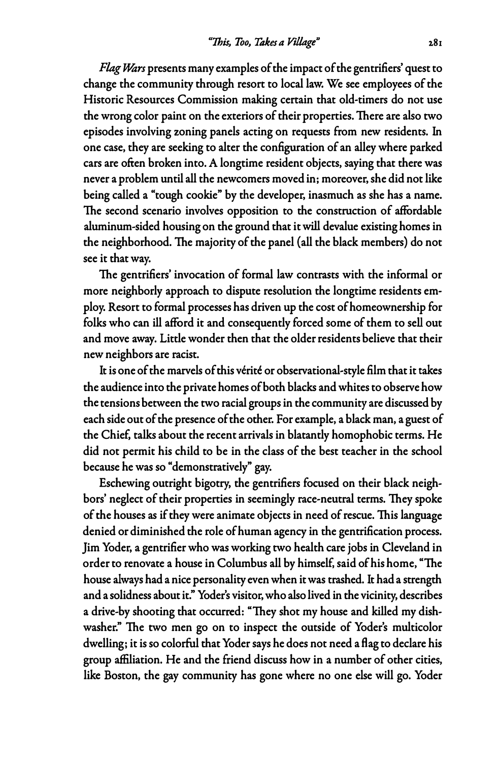*Flag Wars* presents many examples of the impact of the gentrifiers' quest to change the community through resort to local law. We see employees of the Historic Resources Commission making certain that old-timers do not use the wrong color paint on the exteriors of their properties. There are also two episodes involving zoning panels acting on requests from new residents. In one case, they are seeking to alter the configuration of an alley where parked cars are often broken into. A longtime resident objects, saying that there was never a problem until all the newcomers moved in; moreover, she did not like being called a "tough cookie" by the developer, inasmuch as she has a name. The second scenario involves opposition to the construction of affordable aluminum-sided housing on the ground that it will devalue existing homes in the neighborhood. The majority of the panel (all the black members) do not see it that way.

The gentrifiers' invocation of formal law contrasts with the informal or more neighborly approach to dispute resolution the longtime residents employ. Resort to formal processes has driven up the cost of homeownership for folks who can ill afford it and consequently forced some of them to sell out and move away. Little wonder then that the older residents believe that their new neighbors are racist.

It is one of the marvels of this vérité or observational-style film that it takes the audience into the private homes of both blacks and whites to observe how the tensions between the two racial groups in the community are discussed by each side out of the presence of the other. For example, a black man, a guest of the Chief, talks about the recent arrivals in blatantly homophobic terms. He did not permit his child to be in the class of the best teacher in the school because he was so "demonstratively" gay.

Eschewing outright bigotry, the gentrifiers focused on their black neighbors' neglect of their properties in seemingly race-neutral terms. They spoke of the houses as if they were animate objects in need of rescue. This language denied or diminished the role of human agency in the gentrification process. Jim Yoder, a gentrifier who was working two health care jobs in Cleveland in order to renovate a house in Columbus all by himself, said of his home, "The house always had a nice personality even when it was trashed. It had a strength and a solidness about it." Yoder's visitor, who also lived in the vicinity, describes a drive-by shooting that occurred: "They shot my house and killed my dishwasher." The two men go on to inspect the outside of Yoder's multicolor dwelling; it is so colorful that Yoder says he does not need a flag to declare his group affiliation. He and the friend discuss how in a number of other cities, like Boston, the gay community has gone where no one else will go. Yoder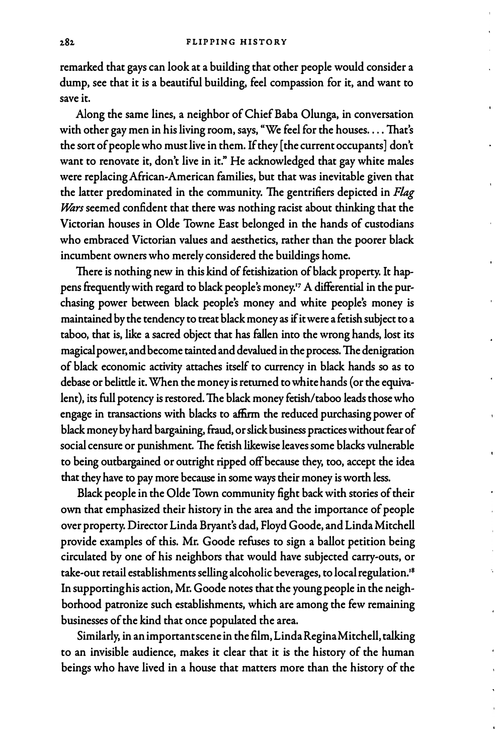remarked that gays can look at a building that other people would consider a dump, see that it is a beautiful building, feel compassion for it, and want to save it.

Along the same lines, a neighbor of Chief Baba Olunga, in conversation with other gay men in his living room, says, "We feel for the houses. . . . That's the sort of people who must live in them. If they [the current occupants] don't want to renovate it, don't live in it." He acknowledged that gay white males were replacing African-American families, but that was inevitable given that the latter predominated in the community. The gentrifiers depicted in *Flag Wars* seemed confident that there was nothing racist about thinking that the Victorian houses in Olde Towne East belonged in the hands of custodians who embraced Victorian values and aesthetics, rather than the poorer black incumbent owners who merely considered the buildings home.

There is nothing new in this kind of fetishization of black property. It happens frequently with regard to black people's money.[17] A differential in the purchasing power between black people's money and white people's money is maintained by the tendency to treat black money as if it were a fetish subject to a taboo, that is, like a sacred object that has fallen into the wrong hands, lost its magical power, and become tainted and devalued in the process. The denigration of black economic activity attaches itself to currency in black hands so as to debase or belittle it. When the money is returned to white hands (or the equivalent), its full potency is restored. The black money fetish/taboo leads those who engage in transactions with blacks to affirm the reduced purchasing power of black money by hard bargaining, fraud, or slick business practices without fear of social censure or punishment. The fetish likewise leaves some blacks vulnerable to being outbargained or outright ripped off because they, too, accept the idea that they have to pay more because in some ways their money is worth less.

Black people in the Olde Town community fight back with stories of their own that emphasized their history in the area and the importance of people over property. Director Linda Bryant's dad, Floyd Goode, and Linda Mitchell provide examples of this. Mr. Goode refuses to sign a ballot petition being circulated by one of his neighbors that would have subjected carry-outs, or take-out retail establishments selling alcoholic beverages, to local regulation.[18] In supporting his action, Mr. Goode notes that the young people in the neighborhood patronize such establishments, which are among the few remaining businesses of the kind that once populated the area.

Similarly, in an important scene in the film, Linda Regina Mitchell, talking to an invisible audience, makes it clear that it is the history of the human beings who have lived in a house that matters more than the history of the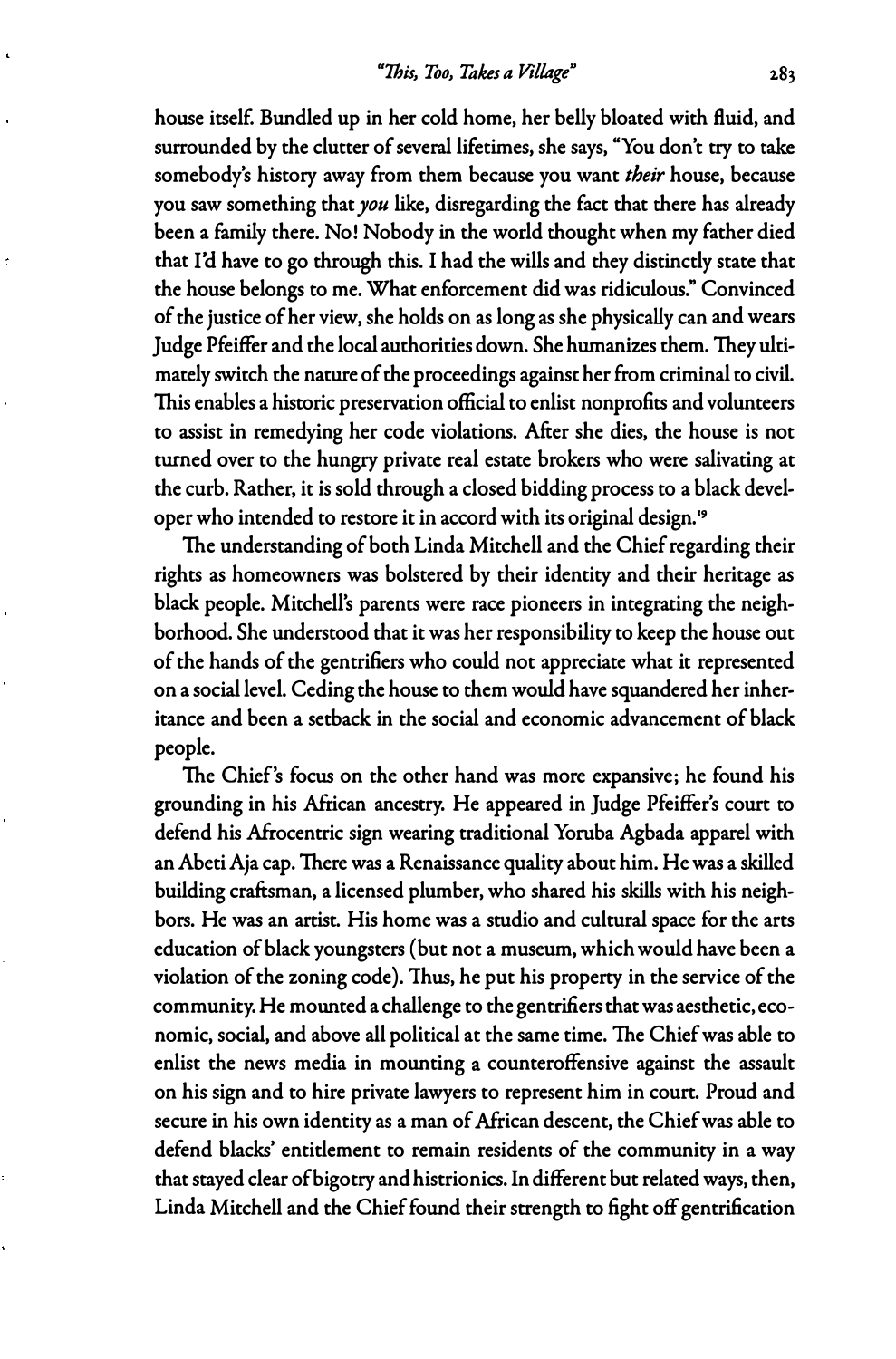house itself. Bundled up in her cold home, her belly bloated with fluid, and surrounded by the clutter of several lifetimes, she says, "You don't try to take somebody's history away from them because you want *their* house, because you saw something that *you* like, disregarding the fact that there has already been a family there. No! Nobody in the world thought when my father died that I'd have to go through this. I had the wills and they distinctly state that the house belongs to me. What enforcement did was ridiculous." Convinced of the justice of her view, she holds on as long as she physically can and wears Judge Pfeiffer and the local authorities down. She humanizes them. They ultimately switch the nature of the proceedings against her from criminal to civil. This enables a historic preservation official to enlist nonprofits and volunteers to assist in remedying her code violations. After she dies, the house is not turned over to the hungry private real estate brokers who were salivating at the curb. Rather, it is sold through a closed bidding process to a black developer who intended to restore it in accord with its original design.[19]

The understanding of both Linda Mitchell and the Chief regarding their rights as homeowners was bolstered by their identity and their heritage as black people. Mitchell's parents were race pioneers in integrating the neighborhood. She understood that it was her responsibility to keep the house out of the hands of the gentrifiers who could not appreciate what it represented on a social level. Ceding the house to them would have squandered her inheritance and been a setback in the social and economic advancement of black people.

The Chief's focus on the other hand was more expansive; he found his grounding in his African ancestry. He appeared in Judge Pfeiffer's court to defend his Afrocentric sign wearing traditional Yoruba Agbada apparel with an Abeti Aja cap. There was a Renaissance quality about him. He was a skilled building craftsman, a licensed plumber, who shared his skills with his neighbors. He was an artist. His home was a studio and cultural space for the arts education of black youngsters (but not a museum, which would have been a violation of the zoning code). Thus, he put his property in the service of the community. He mounted a challenge to the gentrifiers that was aesthetic, economic, social, and above all political at the same time. The Chief was able to enlist the news media in mounting a counteroffensive against the assault on his sign and to hire private lawyers to represent him in court. Proud and secure in his own identity as a man of African descent, the Chief was able to defend blacks' entitlement to remain residents of the community in a way that stayed clear of bigotry and histrionics. In different but related ways, then, Linda Mitchell and the Chief found their strength to fight off gentrification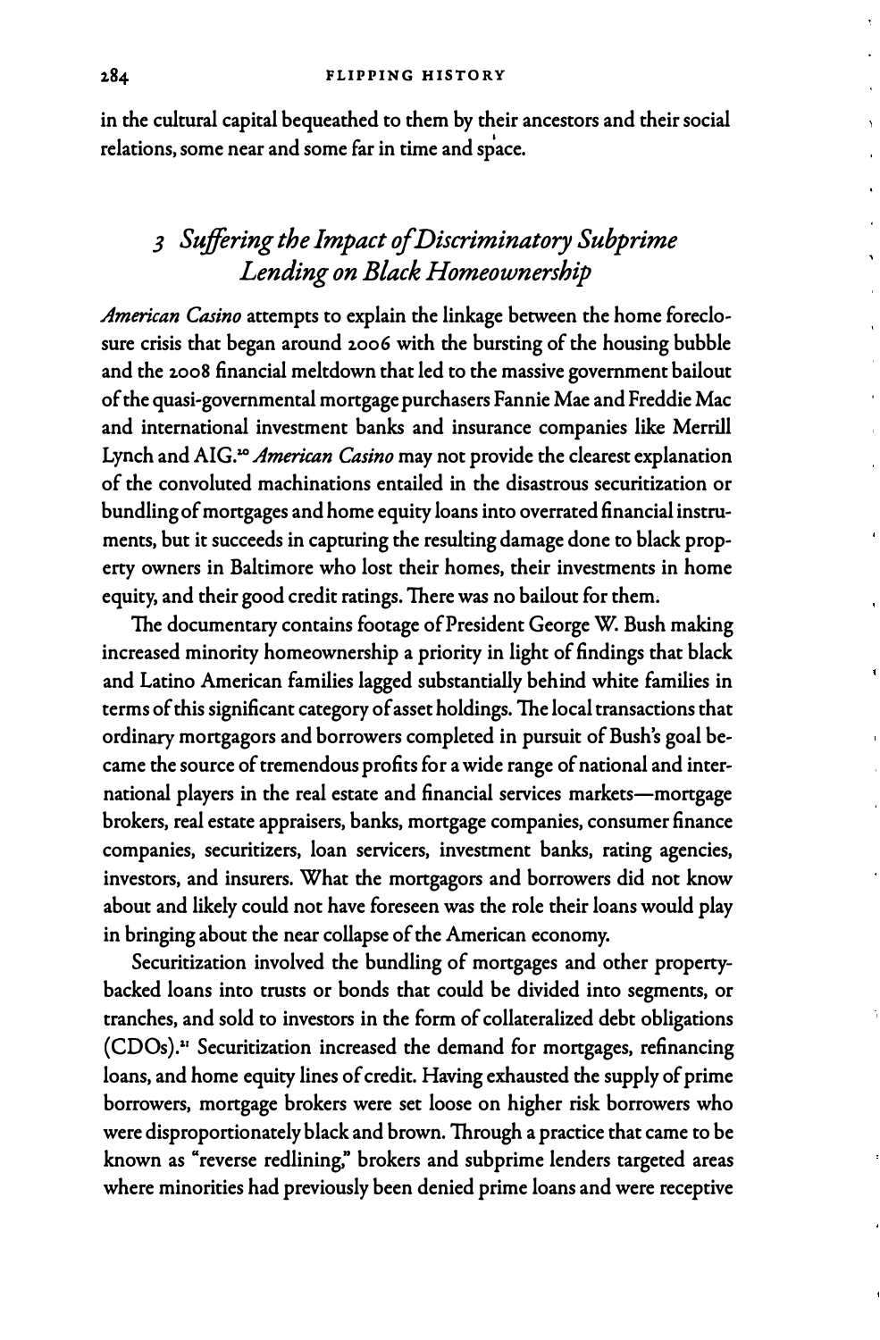in the cultural capital bequeathed to them by their ancestors and their social relations, some near and some far in time and space.

## 3 *Suffering the Impact of Discriminatory Subprime Lending on Black Homeownership*

*American Casino* attempts to explain the linkage between the home foreclosure crisis that began around 2006 with the bursting of the housing bubble and the 2008 financial meltdown that led to the massive government bailout of the quasi-governmental mortgage purchasers Fannie Mae and Freddie Mac and international investment banks and insurance companies like Merrill Lynch and AIG.[20] *American Casino* may not provide the clearest explanation of the convoluted machinations entailed in the disastrous securitization or bundling of mortgages and home equity loans into overrated financial instruments, but it succeeds in capturing the resulting damage done to black property owners in Baltimore who lost their homes, their investments in home equity, and their good credit ratings. There was no bailout for them.

The documentary contains footage of President George W. Bush making increased minority homeownership a priority in light of findings that black and Latino American families lagged substantially behind white families in terms of this significant category of asset holdings. The local transactions that ordinary mortgagors and borrowers completed in pursuit of Bush's goal became the source of tremendous profits for a wide range of national and international players in the real estate and financial services markets—mortgage brokers, real estate appraisers, banks, mortgage companies, consumer finance companies, securitizers, loan servicers, investment banks, rating agencies, investors, and insurers. What the mortgagors and borrowers did not know about and likely could not have foreseen was the role their loans would play in bringing about the near collapse of the American economy.

Securitization involved the bundling of mortgages and other property-backed loans into trusts or bonds that could be divided into segments, or tranches, and sold to investors in the form of collateralized debt obligations (CDOs).[21] Securitization increased the demand for mortgages, refinancing loans, and home equity lines of credit. Having exhausted the supply of prime borrowers, mortgage brokers were set loose on higher risk borrowers who were disproportionately black and brown. Through a practice that came to be known as "reverse redlining," brokers and subprime lenders targeted areas where minorities had previously been denied prime loans and were receptive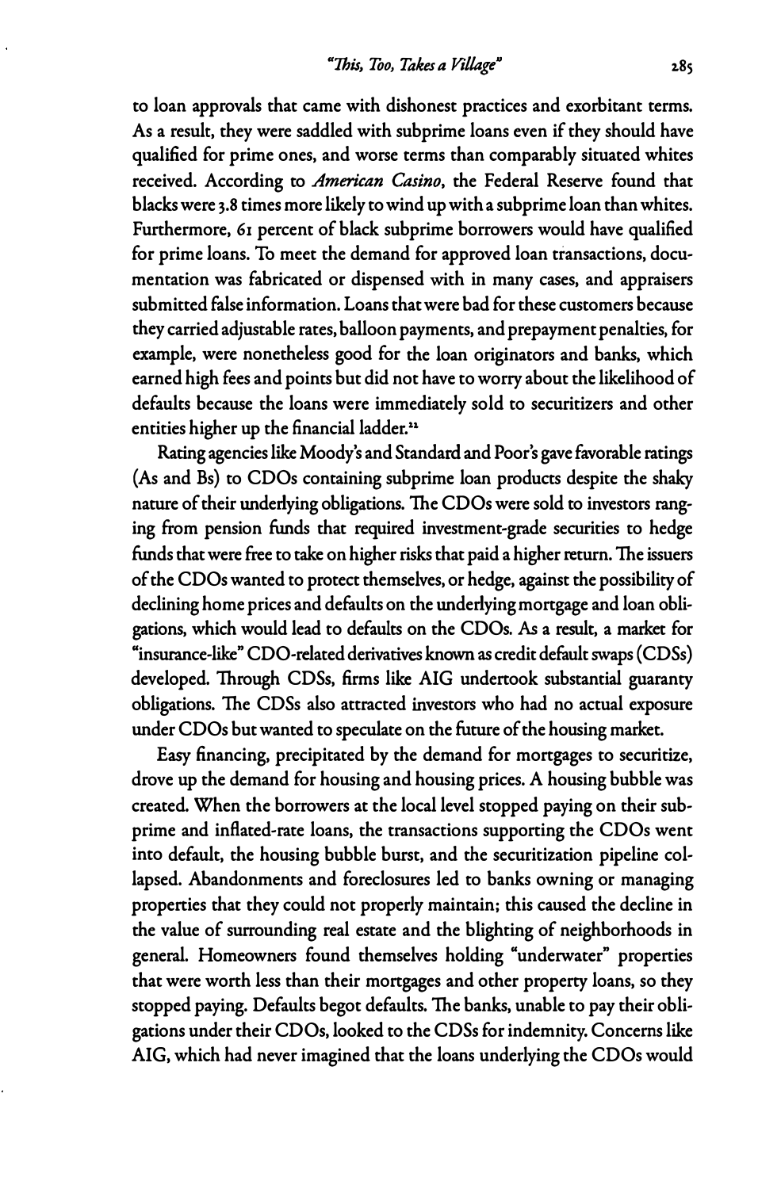to loan approvals that came with dishonest practices and exorbitant terms. As a result, they were saddled with subprime loans even if they should have qualified for prime ones, and worse terms than comparably situated whites received. According to *American Casino*, the Federal Reserve found that blacks were 3.8 times more likely to wind up with a subprime loan than whites. Furthermore, 61 percent of black subprime borrowers would have qualified for prime loans. To meet the demand for approved loan transactions, documentation was fabricated or dispensed with in many cases, and appraisers submitted false information. Loans that were bad for these customers because they carried adjustable rates, balloon payments, and prepayment penalties, for example, were nonetheless good for the loan originators and banks, which earned high fees and points but did not have to worry about the likelihood of defaults because the loans were immediately sold to securitizers and other entities higher up the financial ladder.[12]

Rating agencies like Moody's and Standard and Poor's gave favorable ratings (As and Bs) to CDOs containing subprime loan products despite the shaky nature of their underlying obligations. The CDOs were sold to investors ranging from pension funds that required investment-grade securities to hedge funds that were free to take on higher risks that paid a higher return. The issuers of the CDOs wanted to protect themselves, or hedge, against the possibility of declining home prices and defaults on the underlying mortgage and loan obligations, which would lead to defaults on the CDOs. As a result, a market for "insurance-like" CDO-related derivatives known as credit default swaps (CDSs) developed. Through CDSs, firms like AIG undertook substantial guaranty obligations. The CDSs also attracted investors who had no actual exposure under CDOs but wanted to speculate on the future of the housing market.

Easy financing, precipitated by the demand for mortgages to securitize, drove up the demand for housing and housing prices. A housing bubble was created. When the borrowers at the local level stopped paying on their subprime and inflated-rate loans, the transactions supporting the CDOs went into default, the housing bubble burst, and the securitization pipeline collapsed. Abandonments and foreclosures led to banks owning or managing properties that they could not properly maintain; this caused the decline in the value of surrounding real estate and the blighting of neighborhoods in general. Homeowners found themselves holding "underwater" properties that were worth less than their mortgages and other property loans, so they stopped paying. Defaults begot defaults. The banks, unable to pay their obligations under their CDOs, looked to the CDSs for indemnity. Concerns like AIG, which had never imagined that the loans underlying the CDOs would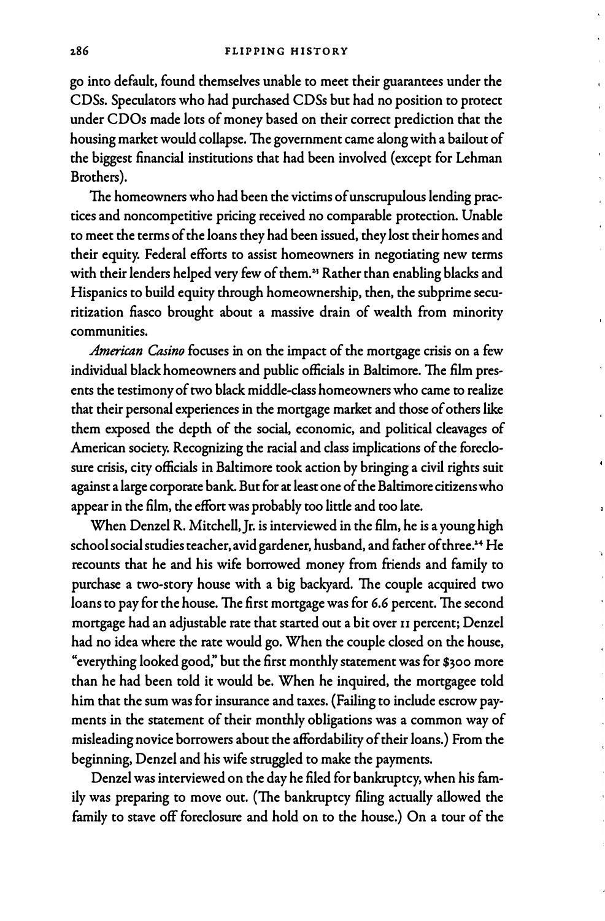go into default, found themselves unable to meet their guarantees under the CDSs. Speculators who had purchased CDSs but had no position to protect under CDOs made lots of money based on their correct prediction that the housing market would collapse. The government came along with a bailout of the biggest financial institutions that had been involved (except for Lehman Brothers).

The homeowners who had been the victims of unscrupulous lending practices and noncompetitive pricing received no comparable protection. Unable to meet the terms of the loans they had been issued, they lost their homes and their equity. Federal efforts to assist homeowners in negotiating new terms with their lenders helped very few of them.[23] Rather than enabling blacks and Hispanics to build equity through homeownership, then, the subprime securitization fiasco brought about a massive drain of wealth from minority communities.

*American Casino* focuses in on the impact of the mortgage crisis on a few individual black homeowners and public officials in Baltimore. The film presents the testimony of two black middle-class homeowners who came to realize that their personal experiences in the mortgage market and those of others like them exposed the depth of the social, economic, and political cleavages of American society. Recognizing the racial and class implications of the foreclosure crisis, city officials in Baltimore took action by bringing a civil rights suit against a large corporate bank. But for at least one of the Baltimore citizens who appear in the film, the effort was probably too little and too late.

When Denzel R. Mitchell, Jr. is interviewed in the film, he is a young high school social studies teacher, avid gardener, husband, and father of three.[24] He recounts that he and his wife borrowed money from friends and family to purchase a two-story house with a big backyard. The couple acquired two loans to pay for the house. The first mortgage was for 6.6 percent. The second mortgage had an adjustable rate that started out a bit over 11 percent; Denzel had no idea where the rate would go. When the couple closed on the house, "everything looked good," but the first monthly statement was for $300 more than he had been told it would be. When he inquired, the mortgagee told him that the sum was for insurance and taxes. (Failing to include escrow payments in the statement of their monthly obligations was a common way of misleading novice borrowers about the affordability of their loans.) From the beginning, Denzel and his wife struggled to make the payments.

Denzel was interviewed on the day he filed for bankruptcy, when his family was preparing to move out. (The bankruptcy filing actually allowed the family to stave off foreclosure and hold on to the house.) On a tour of the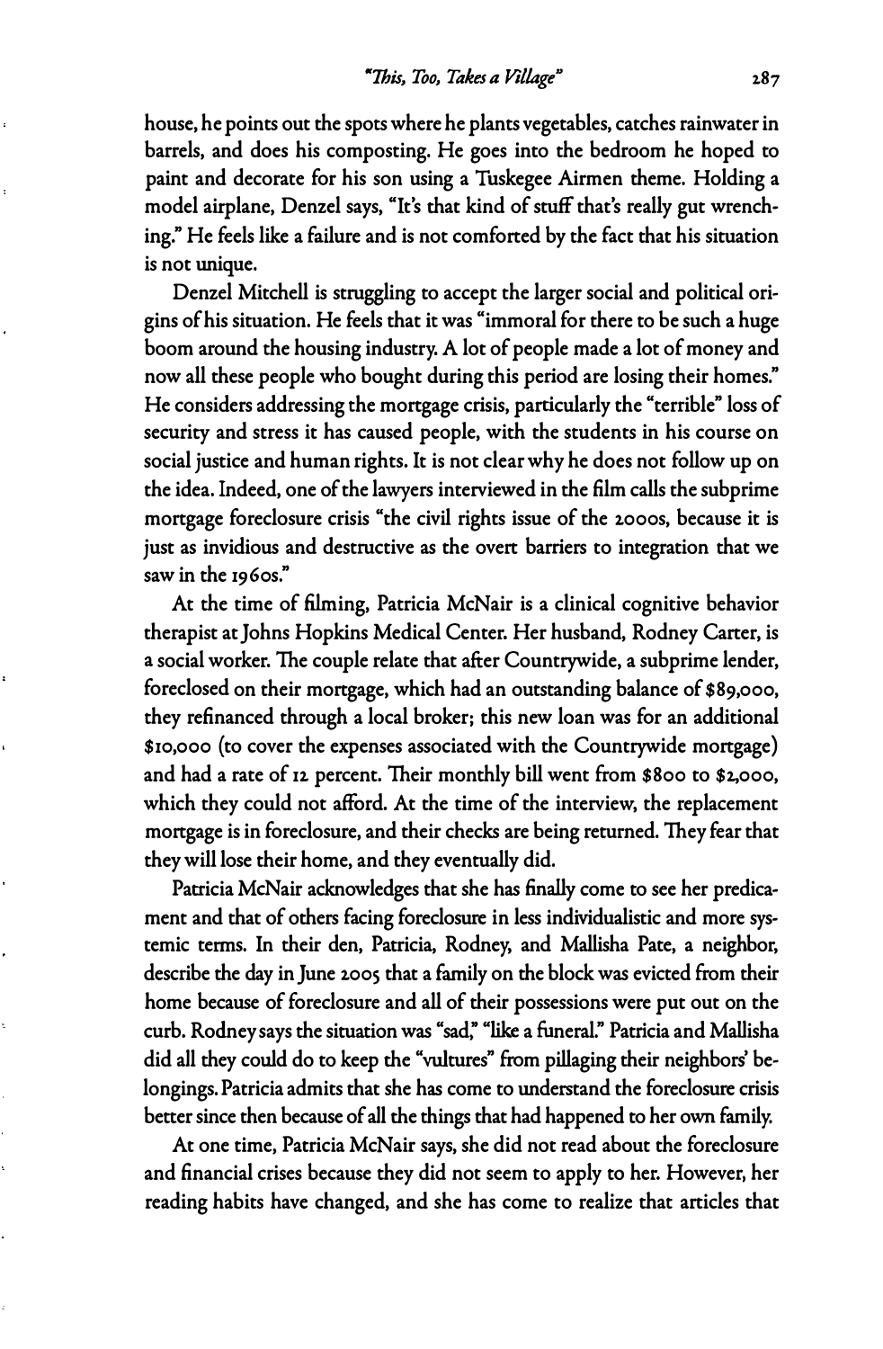house, he points out the spots where he plants vegetables, catches rainwater in barrels, and does his composting. He goes into the bedroom he hoped to paint and decorate for his son using a Tuskegee Airmen theme. Holding a model airplane, Denzel says, "It's that kind of stuff that's really gut wrenching." He feels like a failure and is not comforted by the fact that his situation is not unique.

Denzel Mitchell is struggling to accept the larger social and political origins of his situation. He feels that it was "immoral for there to be such a huge boom around the housing industry. A lot of people made a lot of money and now all these people who bought during this period are losing their homes." He considers addressing the mortgage crisis, particularly the "terrible" loss of security and stress it has caused people, with the students in his course on social justice and human rights. It is not clear why he does not follow up on the idea. Indeed, one of the lawyers interviewed in the film calls the subprime mortgage foreclosure crisis "the civil rights issue of the 2000s, because it is just as invidious and destructive as the overt barriers to integration that we saw in the 1960s."

At the time of filming, Patricia McNair is a clinical cognitive behavior therapist at Johns Hopkins Medical Center. Her husband, Rodney Carter, is a social worker. The couple relate that after Countrywide, a subprime lender, foreclosed on their mortgage, which had an outstanding balance of $89,000, they refinanced through a local broker; this new loan was for an additional $10,000 (to cover the expenses associated with the Countrywide mortgage) and had a rate of 12 percent. Their monthly bill went from $800 to $2,000, which they could not afford. At the time of the interview, the replacement mortgage is in foreclosure, and their checks are being returned. They fear that they will lose their home, and they eventually did.

Patricia McNair acknowledges that she has finally come to see her predicament and that of others facing foreclosure in less individualistic and more systemic terms. In their den, Patricia, Rodney, and Mallisha Pate, a neighbor, describe the day in June 2005 that a family on the block was evicted from their home because of foreclosure and all of their possessions were put out on the curb. Rodney says the situation was "sad," "like a funeral." Patricia and Mallisha did all they could do to keep the "vultures" from pillaging their neighbors' belongings. Patricia admits that she has come to understand the foreclosure crisis better since then because of all the things that had happened to her own family.

At one time, Patricia McNair says, she did not read about the foreclosure and financial crises because they did not seem to apply to her. However, her reading habits have changed, and she has come to realize that articles that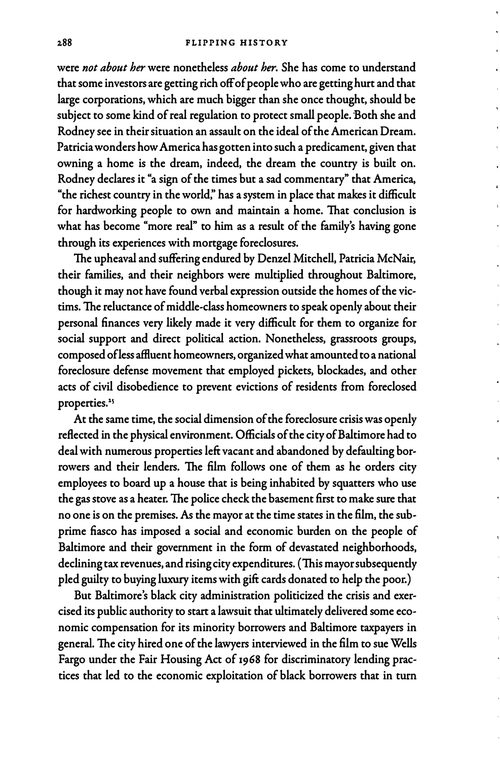were *not about her* were nonetheless *about her*. She has come to understand that some investors are getting rich off of people who are getting hurt and that large corporations, which are much bigger than she once thought, should be subject to some kind of real regulation to protect small people. Both she and Rodney see in their situation an assault on the ideal of the American Dream. Patricia wonders how America has gotten into such a predicament, given that owning a home is the dream, indeed, the dream the country is built on. Rodney declares it "a sign of the times but a sad commentary" that America, "the richest country in the world," has a system in place that makes it difficult for hardworking people to own and maintain a home. That conclusion is what has become "more real" to him as a result of the family's having gone through its experiences with mortgage foreclosures.

The upheaval and suffering endured by Denzel Mitchell, Patricia McNair, their families, and their neighbors were multiplied throughout Baltimore, though it may not have found verbal expression outside the homes of the victims. The reluctance of middle-class homeowners to speak openly about their personal finances very likely made it very difficult for them to organize for social support and direct political action. Nonetheless, grassroots groups, composed of less affluent homeowners, organized what amounted to a national foreclosure defense movement that employed pickets, blockades, and other acts of civil disobedience to prevent evictions of residents from foreclosed properties.[25]

At the same time, the social dimension of the foreclosure crisis was openly reflected in the physical environment. Officials of the city of Baltimore had to deal with numerous properties left vacant and abandoned by defaulting borrowers and their lenders. The film follows one of them as he orders city employees to board up a house that is being inhabited by squatters who use the gas stove as a heater. The police check the basement first to make sure that no one is on the premises. As the mayor at the time states in the film, the subprime fiasco has imposed a social and economic burden on the people of Baltimore and their government in the form of devastated neighborhoods, declining tax revenues, and rising city expenditures. (This mayor subsequently pled guilty to buying luxury items with gift cards donated to help the poor.)

But Baltimore's black city administration politicized the crisis and exercised its public authority to start a lawsuit that ultimately delivered some economic compensation for its minority borrowers and Baltimore taxpayers in general. The city hired one of the lawyers interviewed in the film to sue Wells Fargo under the Fair Housing Act of 1968 for discriminatory lending practices that led to the economic exploitation of black borrowers that in turn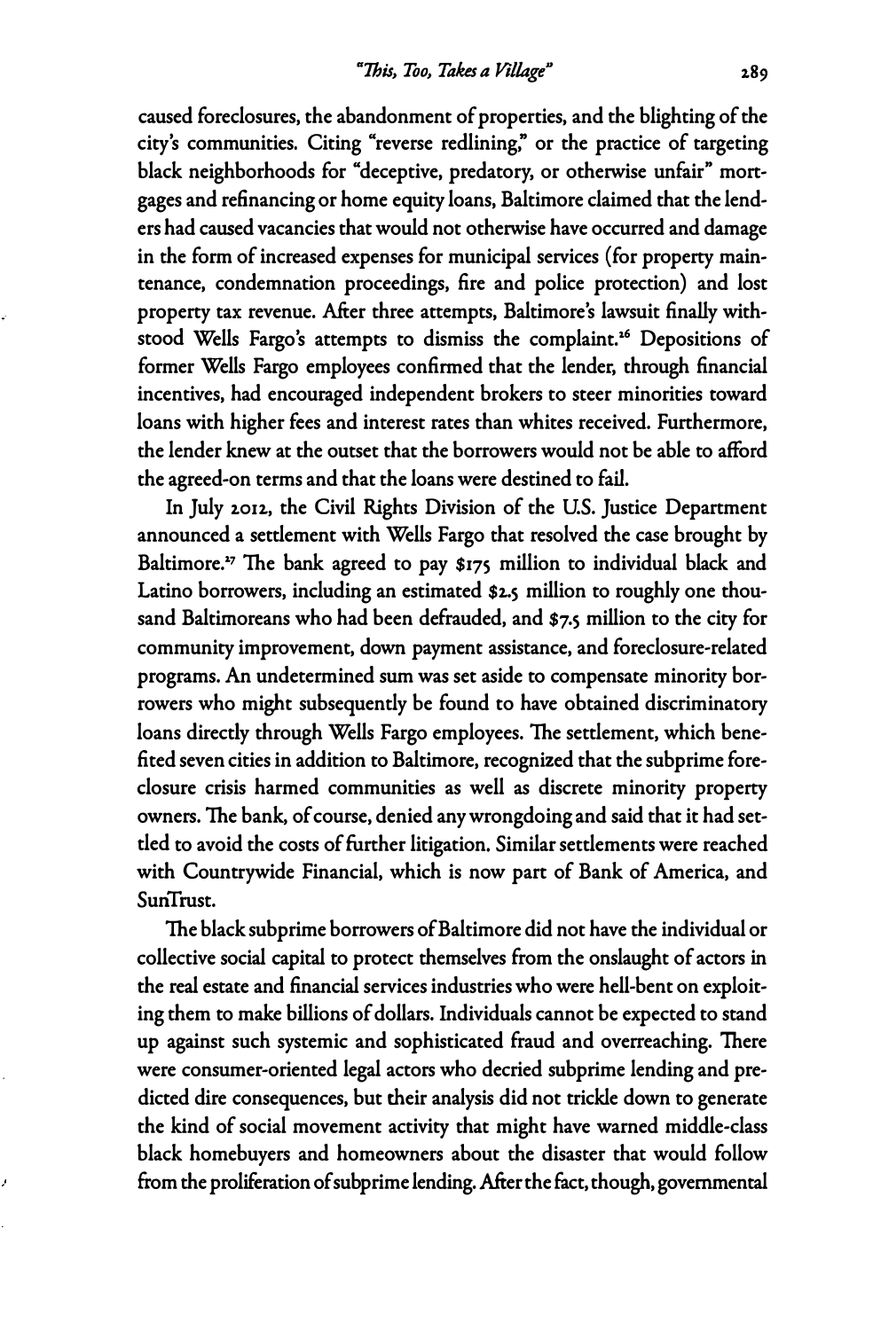caused foreclosures, the abandonment of properties, and the blighting of the city's communities. Citing "reverse redlining," or the practice of targeting black neighborhoods for "deceptive, predatory, or otherwise unfair" mortgages and refinancing or home equity loans, Baltimore claimed that the lenders had caused vacancies that would not otherwise have occurred and damage in the form of increased expenses for municipal services (for property maintenance, condemnation proceedings, fire and police protection) and lost property tax revenue. After three attempts, Baltimore's lawsuit finally withstood Wells Fargo's attempts to dismiss the complaint.[26] Depositions of former Wells Fargo employees confirmed that the lender, through financial incentives, had encouraged independent brokers to steer minorities toward loans with higher fees and interest rates than whites received. Furthermore, the lender knew at the outset that the borrowers would not be able to afford the agreed-on terms and that the loans were destined to fail.

In July 2012, the Civil Rights Division of the U.S. Justice Department announced a settlement with Wells Fargo that resolved the case brought by Baltimore.[27] The bank agreed to pay $175 million to individual black and Latino borrowers, including an estimated $2.5 million to roughly one thousand Baltimoreans who had been defrauded, and $7.5 million to the city for community improvement, down payment assistance, and foreclosure-related programs. An undetermined sum was set aside to compensate minority borrowers who might subsequently be found to have obtained discriminatory loans directly through Wells Fargo employees. The settlement, which benefited seven cities in addition to Baltimore, recognized that the subprime foreclosure crisis harmed communities as well as discrete minority property owners. The bank, of course, denied any wrongdoing and said that it had settled to avoid the costs of further litigation. Similar settlements were reached with Countrywide Financial, which is now part of Bank of America, and SunTrust.

The black subprime borrowers of Baltimore did not have the individual or collective social capital to protect themselves from the onslaught of actors in the real estate and financial services industries who were hell-bent on exploiting them to make billions of dollars. Individuals cannot be expected to stand up against such systemic and sophisticated fraud and overreaching. There were consumer-oriented legal actors who decried subprime lending and predicted dire consequences, but their analysis did not trickle down to generate the kind of social movement activity that might have warned middle-class black homebuyers and homeowners about the disaster that would follow from the proliferation of subprime lending. After the fact, though, governmental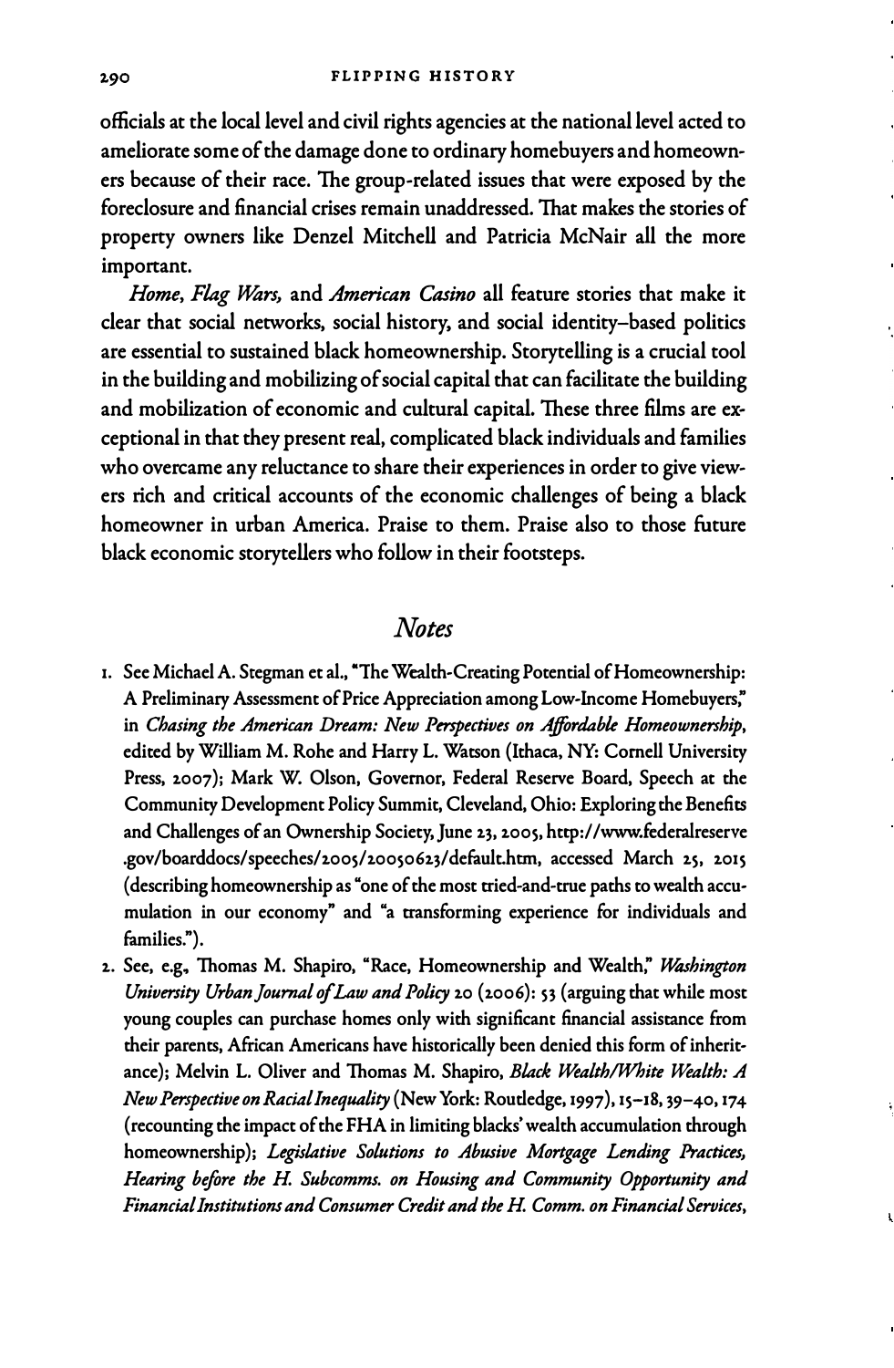officials at the local level and civil rights agencies at the national level acted to ameliorate some of the damage done to ordinary homebuyers and homeowners because of their race. The group-related issues that were exposed by the foreclosure and financial crises remain unaddressed. That makes the stories of property owners like Denzel Mitchell and Patricia McNair all the more important.

*Home*, *Flag Wars*, and *American Casino* all feature stories that make it clear that social networks, social history, and social identity–based politics are essential to sustained black homeownership. Storytelling is a crucial tool in the building and mobilizing of social capital that can facilitate the building and mobilization of economic and cultural capital. These three films are exceptional in that they present real, complicated black individuals and families who overcame any reluctance to share their experiences in order to give viewers rich and critical accounts of the economic challenges of being a black homeowner in urban America. Praise to them. Praise also to those future black economic storytellers who follow in their footsteps.

## Notes

1. See Michael A. Stegman et al., "The Wealth-Creating Potential of Homeownership: A Preliminary Assessment of Price Appreciation among Low-Income Homebuyers," in *Chasing the American Dream: New Perspectives on Affordable Homeownership*, edited by William M. Rohe and Harry L. Watson (Ithaca, NY: Cornell University Press, 2007); Mark W. Olson, Governor, Federal Reserve Board, Speech at the Community Development Policy Summit, Cleveland, Ohio: Exploring the Benefits and Challenges of an Ownership Society, June 23, 2005, http://www.federalreserve.gov/boarddocs/speeches/2005/20050623/default.htm, accessed March 25, 2015 (describing homeownership as "one of the most tried-and-true paths to wealth accumulation in our economy" and "a transforming experience for individuals and families.").
2. See, e.g., Thomas M. Shapiro, "Race, Homeownership and Wealth," *Washington University Urban Journal of Law and Policy* 20 (2006): 53 (arguing that while most young couples can purchase homes only with significant financial assistance from their parents, African Americans have historically been denied this form of inheritance); Melvin L. Oliver and Thomas M. Shapiro, *Black Wealth/White Wealth: A New Perspective on Racial Inequality* (New York: Routledge, 1997), 15–18, 39–40, 174 (recounting the impact of the FHA in limiting blacks' wealth accumulation through homeownership); *Legislative Solutions to Abusive Mortgage Lending Practices, Hearing before the H. Subcomms. on Housing and Community Opportunity and Financial Institutions and Consumer Credit and the H. Comm. on Financial Services,*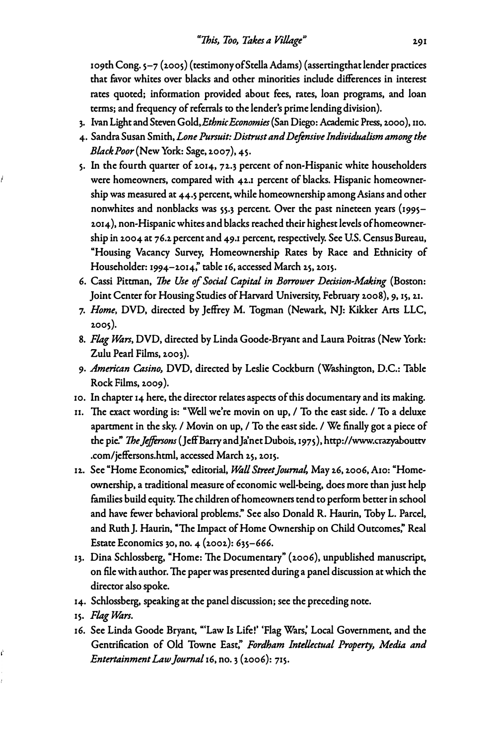109th Cong. 5–7 (2005) (testimony of Stella Adams) (assertingthat lender practices that favor whites over blacks and other minorities include differences in interest rates quoted; information provided about fees, rates, loan programs, and loan terms; and frequency of referrals to the lender's prime lending division).

3. Ivan Light and Steven Gold, *Ethnic Economies* (San Diego: Academic Press, 2000), 110.
4. Sandra Susan Smith, *Lone Pursuit: Distrust and Defensive Individualism among the Black Poor* (New York: Sage, 2007), 45.
5. In the fourth quarter of 2014, 72.3 percent of non-Hispanic white householders were homeowners, compared with 42.1 percent of blacks. Hispanic homeownership was measured at 44.5 percent, while homeownership among Asians and other nonwhites and nonblacks was 55.3 percent. Over the past nineteen years (1995–2014), non-Hispanic whites and blacks reached their highest levels of homeownership in 2004 at 76.2 percent and 49.1 percent, respectively. See U.S. Census Bureau, "Housing Vacancy Survey, Homeownership Rates by Race and Ethnicity of Householder: 1994–2014," table 16, accessed March 25, 2015.
6. Cassi Pittman, *The Use of Social Capital in Borrower Decision-Making* (Boston: Joint Center for Housing Studies of Harvard University, February 2008), 9, 15, 21.
7. *Home*, DVD, directed by Jeffrey M. Togman (Newark, NJ: Kikker Arts LLC, 2005).
8. *Flag Wars*, DVD, directed by Linda Goode-Bryant and Laura Poitras (New York: Zulu Pearl Films, 2003).
9. *American Casino*, DVD, directed by Leslie Cockburn (Washington, D.C.: Table Rock Films, 2009).
10. In chapter 14 here, the director relates aspects of this documentary and its making.
11. The exact wording is: "Well we're movin on up, / To the east side. / To a deluxe apartment in the sky. / Movin on up, / To the east side. / We finally got a piece of the pie." *The Jeffersons* (Jeff Barry and Ja'net Dubois, 1975), http://www.crazyabouttv.com/jeffersons.html, accessed March 25, 2015.
12. See "Home Economics," editorial, *Wall Street Journal*, May 26, 2006, A10: "Homeownership, a traditional measure of economic well-being, does more than just help families build equity. The children of homeowners tend to perform better in school and have fewer behavioral problems." See also Donald R. Haurin, Toby L. Parcel, and Ruth J. Haurin, "The Impact of Home Ownership on Child Outcomes," Real Estate Economics 30, no. 4 (2002): 635–666.
13. Dina Schlossberg, "Home: The Documentary" (2006), unpublished manuscript, on file with author. The paper was presented during a panel discussion at which the director also spoke.
14. Schlossberg, speaking at the panel discussion; see the preceding note.
15. *Flag Wars*.
16. See Linda Goode Bryant, "'Law Is Life!' 'Flag Wars,' Local Government, and the Gentrification of Old Towne East," *Fordham Intellectual Property, Media and Entertainment Law Journal* 16, no. 3 (2006): 715.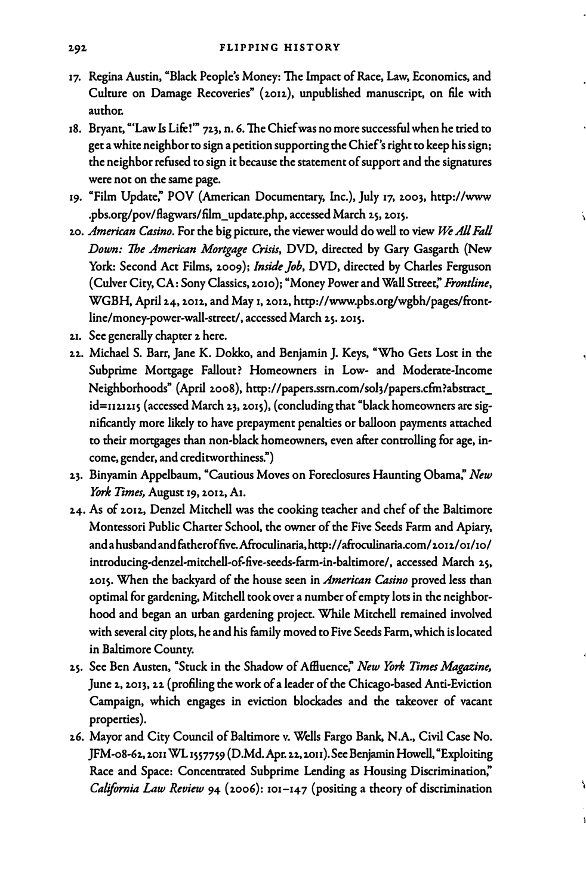17. Regina Austin, "Black People's Money: The Impact of Race, Law, Economics, and Culture on Damage Recoveries" (2012), unpublished manuscript, on file with author.
18. Bryant, "'Law Is Life!'" 723, n. 6. The Chief was no more successful when he tried to get a white neighbor to sign a petition supporting the Chief's right to keep his sign; the neighbor refused to sign it because the statement of support and the signatures were not on the same page.
19. "Film Update," POV (American Documentary, Inc.), July 17, 2003, http://www.pbs.org/pov/flagwars/film_update.php, accessed March 25, 2015.
20. *American Casino*. For the big picture, the viewer would do well to view *We All Fall Down: The American Mortgage Crisis*, DVD, directed by Gary Gasgarth (New York: Second Act Films, 2009); *Inside Job*, DVD, directed by Charles Ferguson (Culver City, CA: Sony Classics, 2010); "Money Power and Wall Street," *Frontline*, WGBH, April 24, 2012, and May 1, 2012, http://www.pbs.org/wgbh/pages/frontline/money-power-wall-street/, accessed March 25. 2015.
21. See generally chapter 2 here.
22. Michael S. Barr, Jane K. Dokko, and Benjamin J. Keys, "Who Gets Lost in the Subprime Mortgage Fallout? Homeowners in Low- and Moderate-Income Neighborhoods" (April 2008), http://papers.ssrn.com/sol3/papers.cfm?abstract_id=1121215 (accessed March 23, 2015), (concluding that "black homeowners are significantly more likely to have prepayment penalties or balloon payments attached to their mortgages than non-black homeowners, even after controlling for age, income, gender, and creditworthiness.")
23. Binyamin Appelbaum, "Cautious Moves on Foreclosures Haunting Obama," *New York Times*, August 19, 2012, A1.
24. As of 2012, Denzel Mitchell was the cooking teacher and chef of the Baltimore Montessori Public Charter School, the owner of the Five Seeds Farm and Apiary, and a husband and father of five. Afroculinaria, http://afroculinaria.com/2012/01/10/introducing-denzel-mitchell-of-five-seeds-farm-in-baltimore/, accessed March 25, 2015. When the backyard of the house seen in *American Casino* proved less than optimal for gardening, Mitchell took over a number of empty lots in the neighborhood and began an urban gardening project. While Mitchell remained involved with several city plots, he and his family moved to Five Seeds Farm, which is located in Baltimore County.
25. See Ben Austen, "Stuck in the Shadow of Affluence," *New York Times Magazine*, June 2, 2013, 22 (profiling the work of a leader of the Chicago-based Anti-Eviction Campaign, which engages in eviction blockades and the takeover of vacant properties).
26. Mayor and City Council of Baltimore v. Wells Fargo Bank, N.A., Civil Case No. JFM-08-62, 2011 WL 1557759 (D.Md. Apr. 22, 2011). See Benjamin Howell, "Exploiting Race and Space: Concentrated Subprime Lending as Housing Discrimination," *California Law Review* 94 (2006): 101–147 (positing a theory of discrimination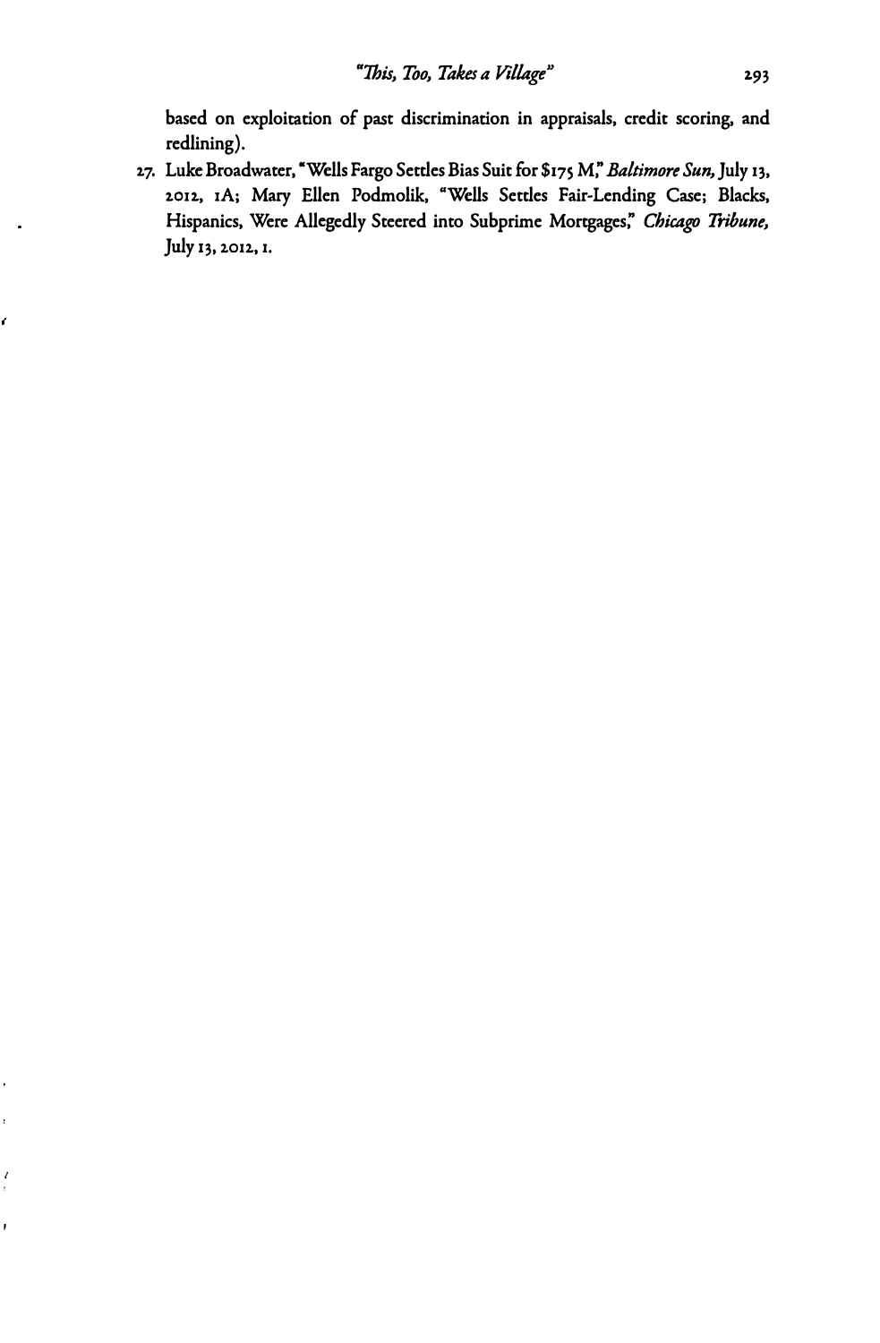based on exploitation of past discrimination in appraisals, credit scoring, and redlining).

27. Luke Broadwater, "Wells Fargo Settles Bias Suit for $175 M," *Baltimore Sun*, July 13, 2012, 1A; Mary Ellen Podmolik, "Wells Settles Fair-Lending Case; Blacks, Hispanics, Were Allegedly Steered into Subprime Mortgages," *Chicago Tribune*, July 13, 2012, 1.